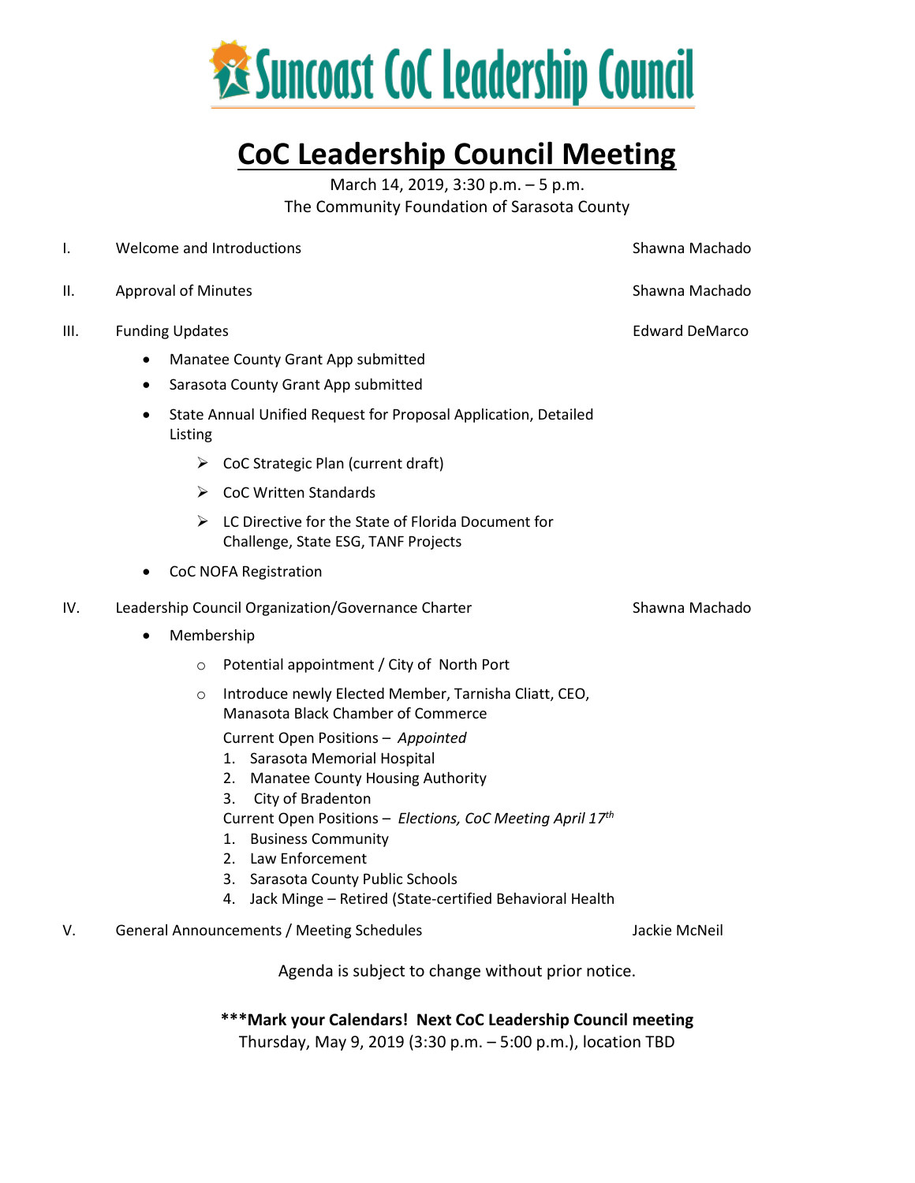# Suncoast CoC Leadership Council

## CoC Leadership Council Meeting

March 14, 2019, 3:30 p.m. – 5 p.m.
The Community Foundation of Sarasota County

I. Welcome and Introductions — Shawna Machado

II. Approval of Minutes — Shawna Machado

III. Funding Updates — Edward DeMarco

- Manatee County Grant App submitted
- Sarasota County Grant App submitted
- State Annual Unified Request for Proposal Application, Detailed Listing
  - CoC Strategic Plan (current draft)
  - CoC Written Standards
  - LC Directive for the State of Florida Document for Challenge, State ESG, TANF Projects
- CoC NOFA Registration

IV. Leadership Council Organization/Governance Charter — Shawna Machado

- Membership
  - Potential appointment / City of North Port
  - Introduce newly Elected Member, Tarnisha Cliatt, CEO, Manasota Black Chamber of Commerce

    Current Open Positions – *Appointed*
    1. Sarasota Memorial Hospital
    2. Manatee County Housing Authority
    3. City of Bradenton

    Current Open Positions – *Elections, CoC Meeting April 17th*
    1. Business Community
    2. Law Enforcement
    3. Sarasota County Public Schools
    4. Jack Minge – Retired (State-certified Behavioral Health

V. General Announcements / Meeting Schedules — Jackie McNeil

Agenda is subject to change without prior notice.

**\*\*\*Mark your Calendars! Next CoC Leadership Council meeting**
Thursday, May 9, 2019 (3:30 p.m. – 5:00 p.m.), location TBD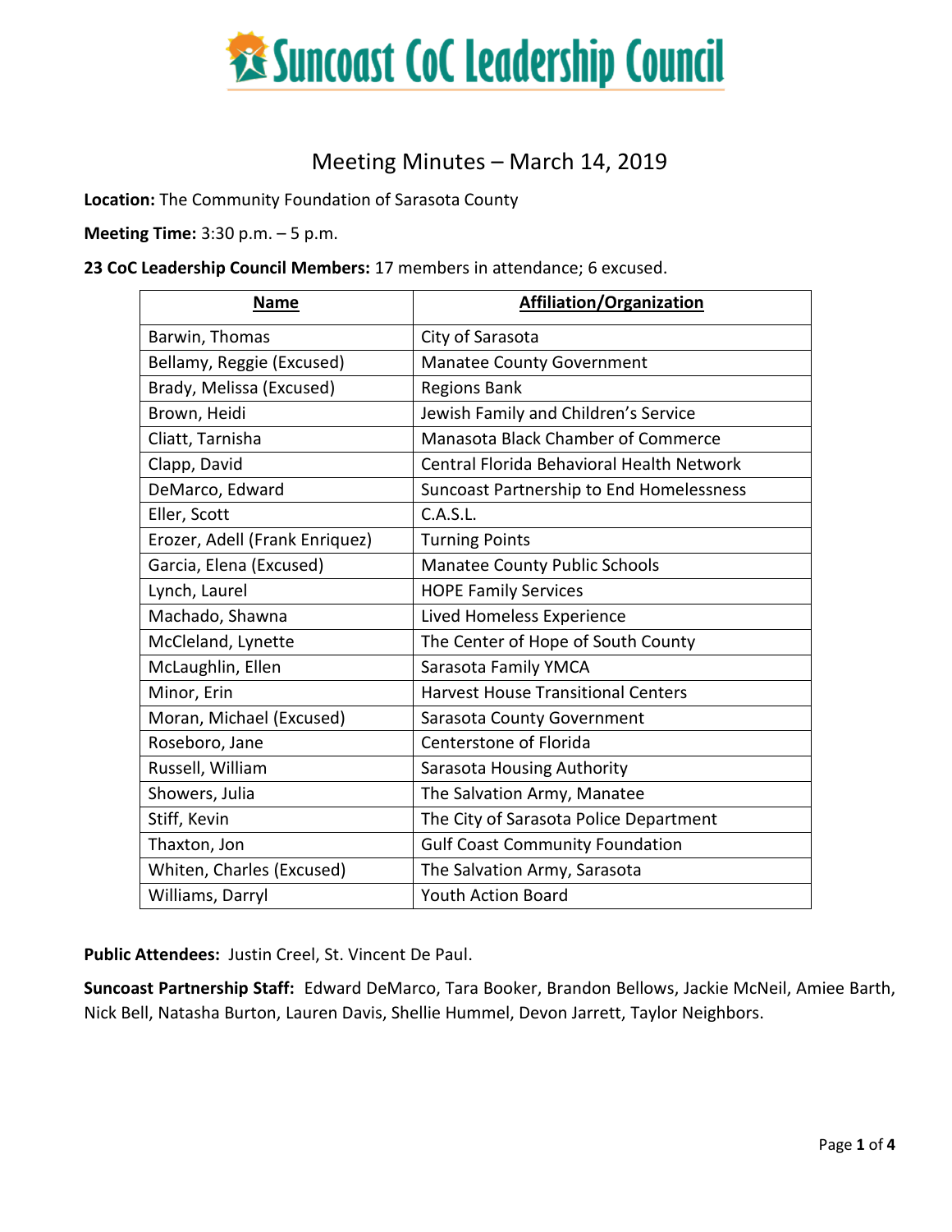# Suncoast CoC Leadership Council

## Meeting Minutes – March 14, 2019

**Location:** The Community Foundation of Sarasota County

**Meeting Time:** 3:30 p.m. – 5 p.m.

**23 CoC Leadership Council Members:** 17 members in attendance; 6 excused.

| Name | Affiliation/Organization |
|---|---|
| Barwin, Thomas | City of Sarasota |
| Bellamy, Reggie (Excused) | Manatee County Government |
| Brady, Melissa (Excused) | Regions Bank |
| Brown, Heidi | Jewish Family and Children's Service |
| Cliatt, Tarnisha | Manasota Black Chamber of Commerce |
| Clapp, David | Central Florida Behavioral Health Network |
| DeMarco, Edward | Suncoast Partnership to End Homelessness |
| Eller, Scott | C.A.S.L. |
| Erozer, Adell (Frank Enriquez) | Turning Points |
| Garcia, Elena (Excused) | Manatee County Public Schools |
| Lynch, Laurel | HOPE Family Services |
| Machado, Shawna | Lived Homeless Experience |
| McCleland, Lynette | The Center of Hope of South County |
| McLaughlin, Ellen | Sarasota Family YMCA |
| Minor, Erin | Harvest House Transitional Centers |
| Moran, Michael (Excused) | Sarasota County Government |
| Roseboro, Jane | Centerstone of Florida |
| Russell, William | Sarasota Housing Authority |
| Showers, Julia | The Salvation Army, Manatee |
| Stiff, Kevin | The City of Sarasota Police Department |
| Thaxton, Jon | Gulf Coast Community Foundation |
| Whiten, Charles (Excused) | The Salvation Army, Sarasota |
| Williams, Darryl | Youth Action Board |

**Public Attendees:** Justin Creel, St. Vincent De Paul.

**Suncoast Partnership Staff:** Edward DeMarco, Tara Booker, Brandon Bellows, Jackie McNeil, Amiee Barth, Nick Bell, Natasha Burton, Lauren Davis, Shellie Hummel, Devon Jarrett, Taylor Neighbors.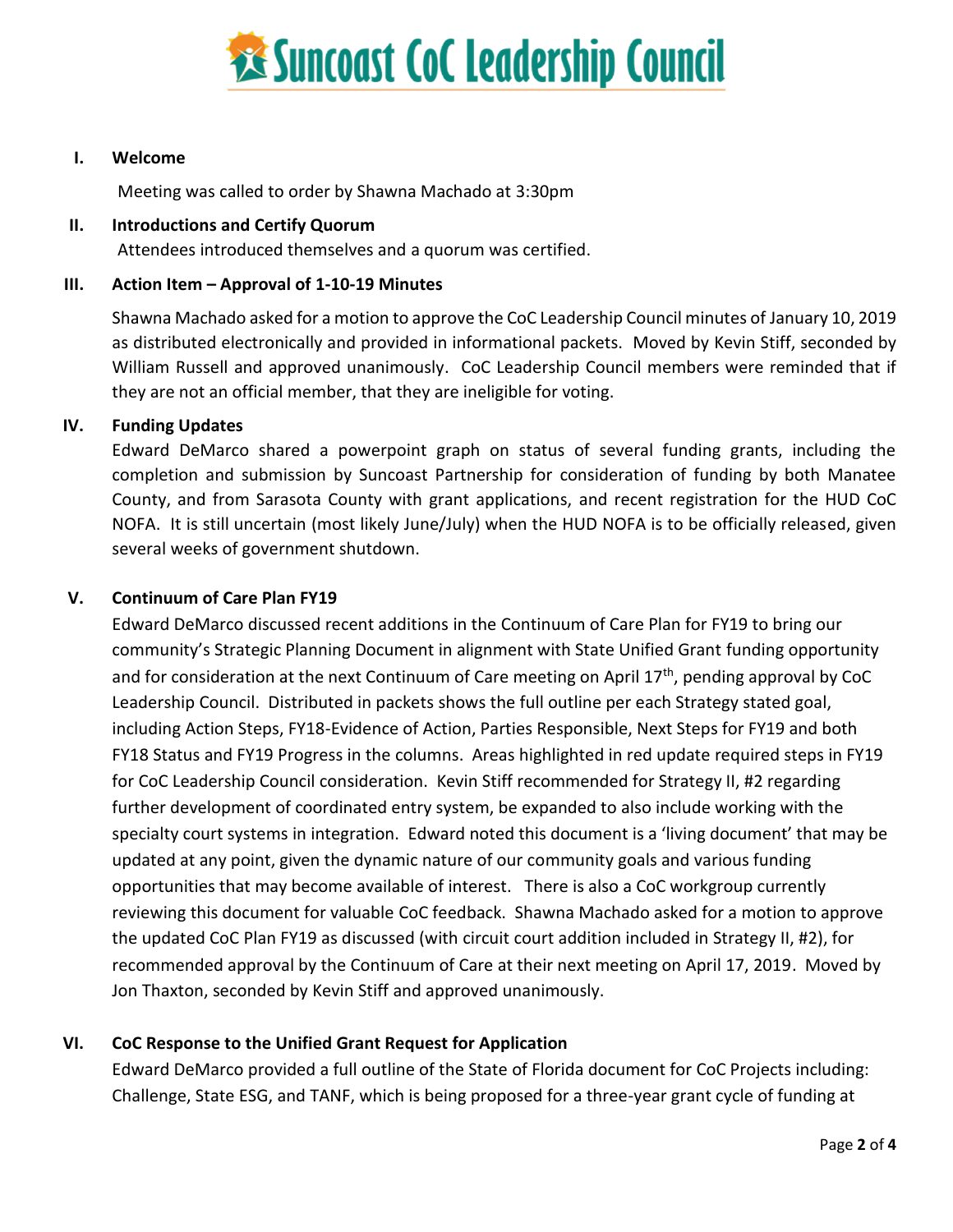# Suncoast CoC Leadership Council

## I. Welcome

Meeting was called to order by Shawna Machado at 3:30pm

## II. Introductions and Certify Quorum

Attendees introduced themselves and a quorum was certified.

## III. Action Item – Approval of 1-10-19 Minutes

Shawna Machado asked for a motion to approve the CoC Leadership Council minutes of January 10, 2019 as distributed electronically and provided in informational packets. Moved by Kevin Stiff, seconded by William Russell and approved unanimously. CoC Leadership Council members were reminded that if they are not an official member, that they are ineligible for voting.

## IV. Funding Updates

Edward DeMarco shared a powerpoint graph on status of several funding grants, including the completion and submission by Suncoast Partnership for consideration of funding by both Manatee County, and from Sarasota County with grant applications, and recent registration for the HUD CoC NOFA. It is still uncertain (most likely June/July) when the HUD NOFA is to be officially released, given several weeks of government shutdown.

## V. Continuum of Care Plan FY19

Edward DeMarco discussed recent additions in the Continuum of Care Plan for FY19 to bring our community's Strategic Planning Document in alignment with State Unified Grant funding opportunity and for consideration at the next Continuum of Care meeting on April 17th, pending approval by CoC Leadership Council. Distributed in packets shows the full outline per each Strategy stated goal, including Action Steps, FY18-Evidence of Action, Parties Responsible, Next Steps for FY19 and both FY18 Status and FY19 Progress in the columns. Areas highlighted in red update required steps in FY19 for CoC Leadership Council consideration. Kevin Stiff recommended for Strategy II, #2 regarding further development of coordinated entry system, be expanded to also include working with the specialty court systems in integration. Edward noted this document is a 'living document' that may be updated at any point, given the dynamic nature of our community goals and various funding opportunities that may become available of interest. There is also a CoC workgroup currently reviewing this document for valuable CoC feedback. Shawna Machado asked for a motion to approve the updated CoC Plan FY19 as discussed (with circuit court addition included in Strategy II, #2), for recommended approval by the Continuum of Care at their next meeting on April 17, 2019. Moved by Jon Thaxton, seconded by Kevin Stiff and approved unanimously.

## VI. CoC Response to the Unified Grant Request for Application

Edward DeMarco provided a full outline of the State of Florida document for CoC Projects including: Challenge, State ESG, and TANF, which is being proposed for a three-year grant cycle of funding at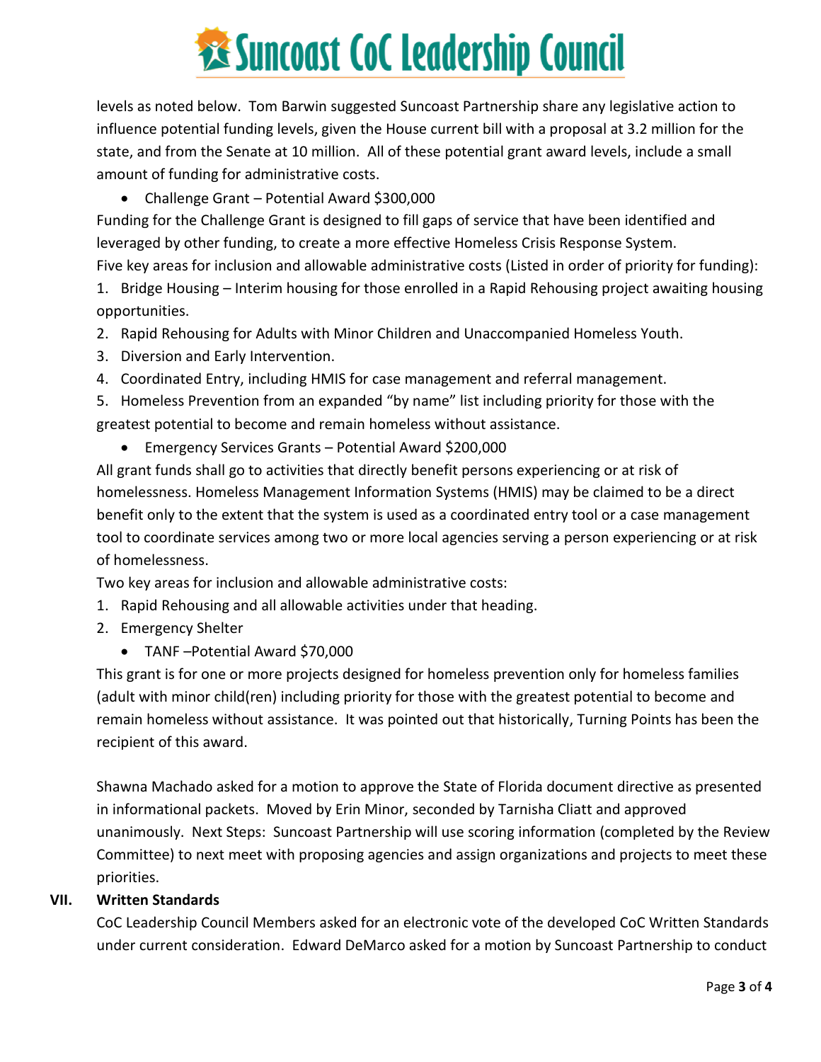levels as noted below. Tom Barwin suggested Suncoast Partnership share any legislative action to influence potential funding levels, given the House current bill with a proposal at 3.2 million for the state, and from the Senate at 10 million. All of these potential grant award levels, include a small amount of funding for administrative costs.

- Challenge Grant – Potential Award $300,000

Funding for the Challenge Grant is designed to fill gaps of service that have been identified and leveraged by other funding, to create a more effective Homeless Crisis Response System.

Five key areas for inclusion and allowable administrative costs (Listed in order of priority for funding):

1. Bridge Housing – Interim housing for those enrolled in a Rapid Rehousing project awaiting housing opportunities.
2. Rapid Rehousing for Adults with Minor Children and Unaccompanied Homeless Youth.
3. Diversion and Early Intervention.
4. Coordinated Entry, including HMIS for case management and referral management.
5. Homeless Prevention from an expanded "by name" list including priority for those with the greatest potential to become and remain homeless without assistance.

- Emergency Services Grants – Potential Award $200,000

All grant funds shall go to activities that directly benefit persons experiencing or at risk of homelessness. Homeless Management Information Systems (HMIS) may be claimed to be a direct benefit only to the extent that the system is used as a coordinated entry tool or a case management tool to coordinate services among two or more local agencies serving a person experiencing or at risk of homelessness.

Two key areas for inclusion and allowable administrative costs:

1. Rapid Rehousing and all allowable activities under that heading.
2. Emergency Shelter

- TANF –Potential Award $70,000

This grant is for one or more projects designed for homeless prevention only for homeless families (adult with minor child(ren) including priority for those with the greatest potential to become and remain homeless without assistance. It was pointed out that historically, Turning Points has been the recipient of this award.

Shawna Machado asked for a motion to approve the State of Florida document directive as presented in informational packets. Moved by Erin Minor, seconded by Tarnisha Cliatt and approved unanimously. Next Steps: Suncoast Partnership will use scoring information (completed by the Review Committee) to next meet with proposing agencies and assign organizations and projects to meet these priorities.

## VII. Written Standards

CoC Leadership Council Members asked for an electronic vote of the developed CoC Written Standards under current consideration. Edward DeMarco asked for a motion by Suncoast Partnership to conduct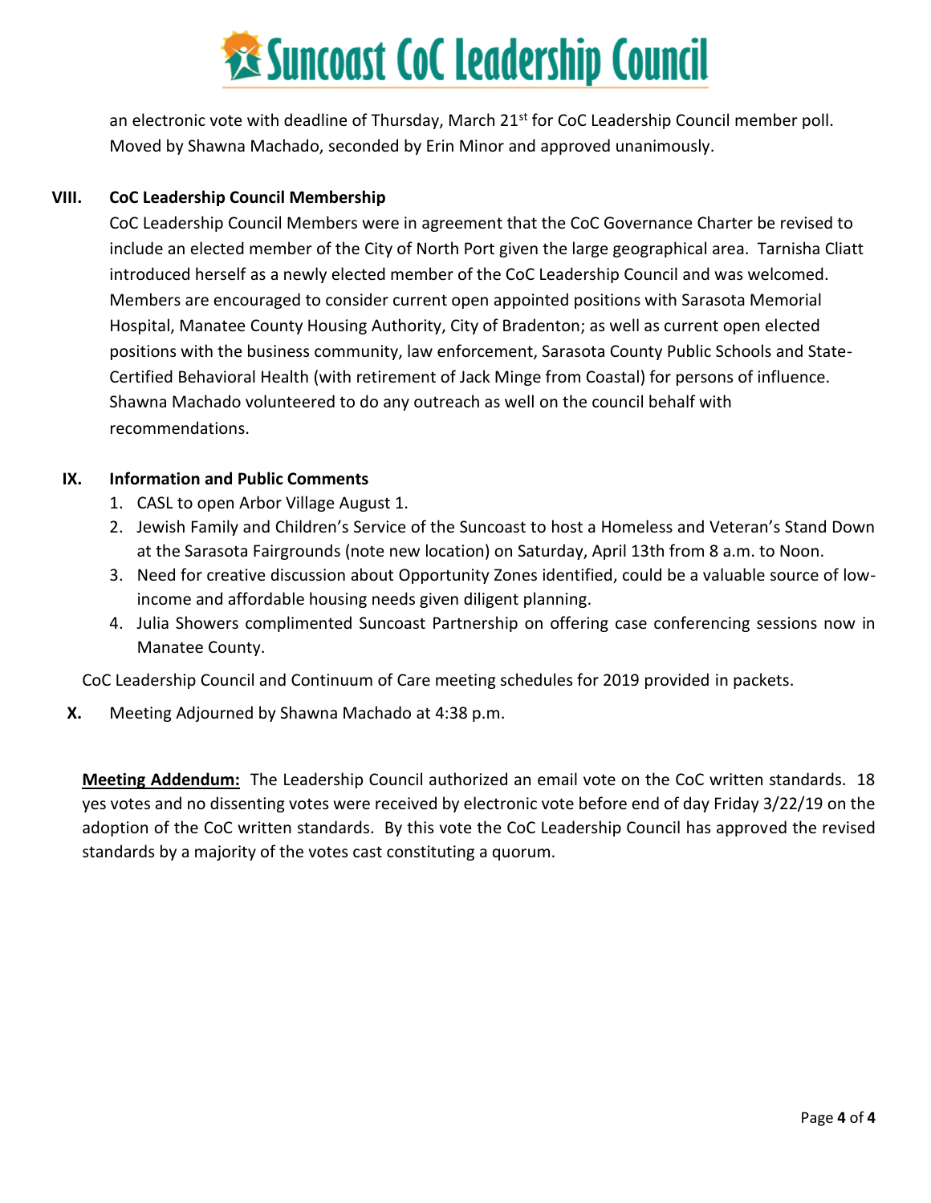an electronic vote with deadline of Thursday, March 21st for CoC Leadership Council member poll. Moved by Shawna Machado, seconded by Erin Minor and approved unanimously.

**VIII. CoC Leadership Council Membership**

CoC Leadership Council Members were in agreement that the CoC Governance Charter be revised to include an elected member of the City of North Port given the large geographical area. Tarnisha Cliatt introduced herself as a newly elected member of the CoC Leadership Council and was welcomed. Members are encouraged to consider current open appointed positions with Sarasota Memorial Hospital, Manatee County Housing Authority, City of Bradenton; as well as current open elected positions with the business community, law enforcement, Sarasota County Public Schools and State-Certified Behavioral Health (with retirement of Jack Minge from Coastal) for persons of influence. Shawna Machado volunteered to do any outreach as well on the council behalf with recommendations.

**IX. Information and Public Comments**

1. CASL to open Arbor Village August 1.
2. Jewish Family and Children's Service of the Suncoast to host a Homeless and Veteran's Stand Down at the Sarasota Fairgrounds (note new location) on Saturday, April 13th from 8 a.m. to Noon.
3. Need for creative discussion about Opportunity Zones identified, could be a valuable source of low-income and affordable housing needs given diligent planning.
4. Julia Showers complimented Suncoast Partnership on offering case conferencing sessions now in Manatee County.

CoC Leadership Council and Continuum of Care meeting schedules for 2019 provided in packets.

**X.** Meeting Adjourned by Shawna Machado at 4:38 p.m.

**Meeting Addendum:** The Leadership Council authorized an email vote on the CoC written standards. 18 yes votes and no dissenting votes were received by electronic vote before end of day Friday 3/22/19 on the adoption of the CoC written standards. By this vote the CoC Leadership Council has approved the revised standards by a majority of the votes cast constituting a quorum.